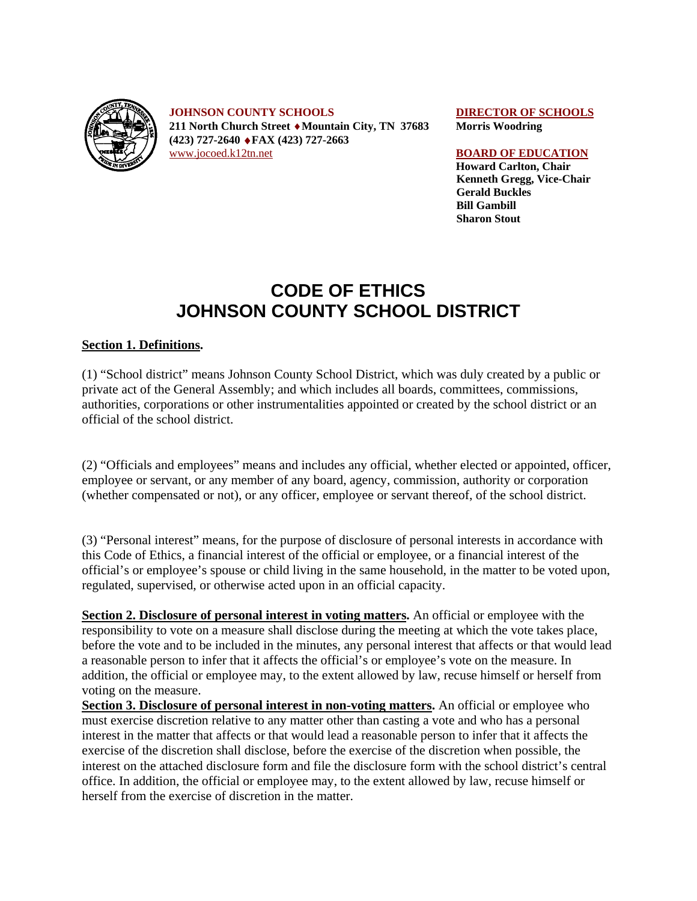**JOHNSON COUNTY SCHOOLS**
**211 North Church Street ♦ Mountain City, TN 37683**
**(423) 727-2640 ♦ FAX (423) 727-2663**
www.jocoed.k12tn.net

**DIRECTOR OF SCHOOLS**
**Morris Woodring**

**BOARD OF EDUCATION**
**Howard Carlton, Chair**
**Kenneth Gregg, Vice-Chair**
**Gerald Buckles**
**Bill Gambill**
**Sharon Stout**

# CODE OF ETHICS
# JOHNSON COUNTY SCHOOL DISTRICT

**Section 1. Definitions.**

(1) "School district" means Johnson County School District, which was duly created by a public or private act of the General Assembly; and which includes all boards, committees, commissions, authorities, corporations or other instrumentalities appointed or created by the school district or an official of the school district.

(2) "Officials and employees" means and includes any official, whether elected or appointed, officer, employee or servant, or any member of any board, agency, commission, authority or corporation (whether compensated or not), or any officer, employee or servant thereof, of the school district.

(3) "Personal interest" means, for the purpose of disclosure of personal interests in accordance with this Code of Ethics, a financial interest of the official or employee, or a financial interest of the official's or employee's spouse or child living in the same household, in the matter to be voted upon, regulated, supervised, or otherwise acted upon in an official capacity.

**Section 2. Disclosure of personal interest in voting matters.** An official or employee with the responsibility to vote on a measure shall disclose during the meeting at which the vote takes place, before the vote and to be included in the minutes, any personal interest that affects or that would lead a reasonable person to infer that it affects the official's or employee's vote on the measure. In addition, the official or employee may, to the extent allowed by law, recuse himself or herself from voting on the measure.

**Section 3. Disclosure of personal interest in non-voting matters.** An official or employee who must exercise discretion relative to any matter other than casting a vote and who has a personal interest in the matter that affects or that would lead a reasonable person to infer that it affects the exercise of the discretion shall disclose, before the exercise of the discretion when possible, the interest on the attached disclosure form and file the disclosure form with the school district's central office. In addition, the official or employee may, to the extent allowed by law, recuse himself or herself from the exercise of discretion in the matter.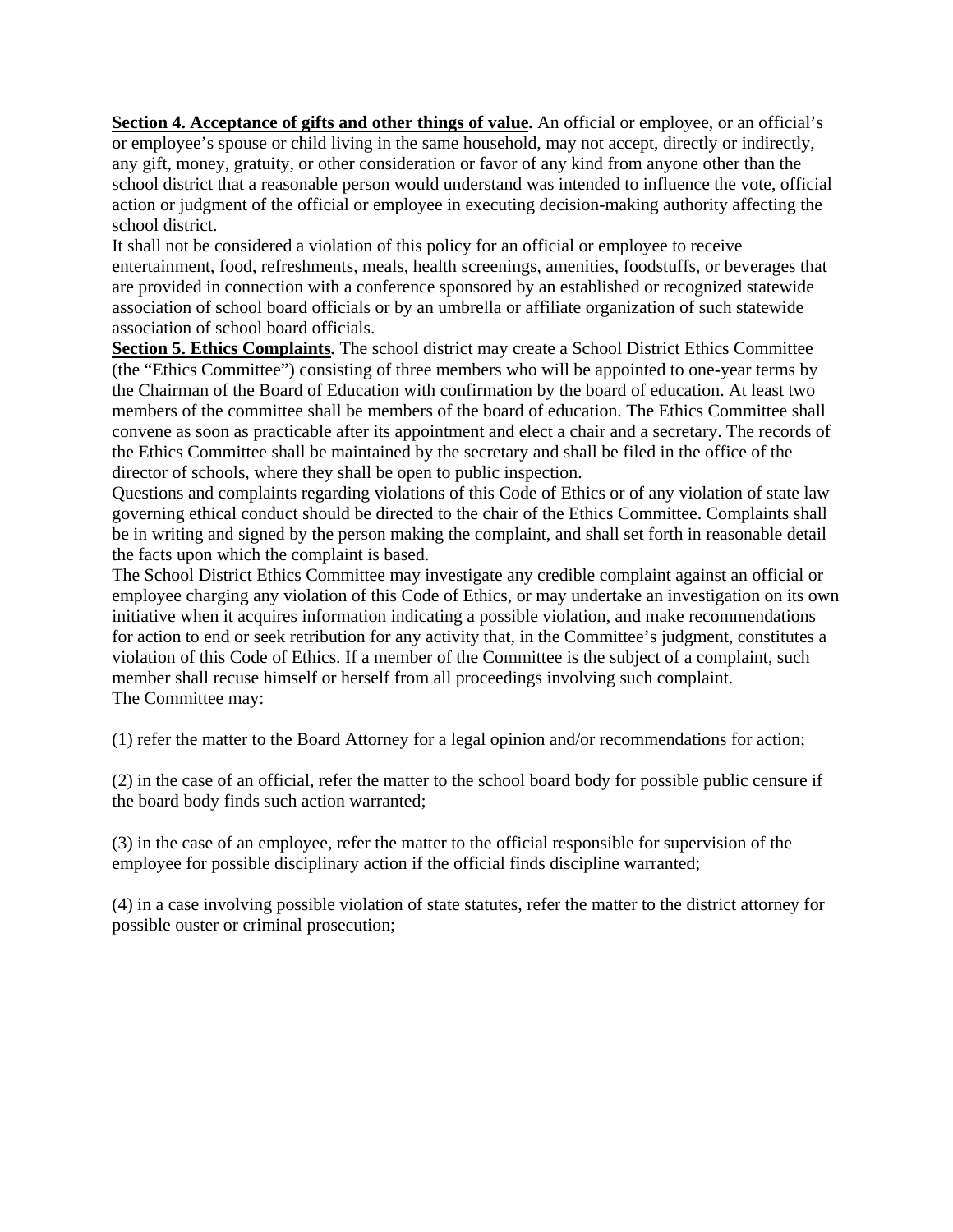**Section 4. Acceptance of gifts and other things of value.** An official or employee, or an official's or employee's spouse or child living in the same household, may not accept, directly or indirectly, any gift, money, gratuity, or other consideration or favor of any kind from anyone other than the school district that a reasonable person would understand was intended to influence the vote, official action or judgment of the official or employee in executing decision-making authority affecting the school district.

It shall not be considered a violation of this policy for an official or employee to receive entertainment, food, refreshments, meals, health screenings, amenities, foodstuffs, or beverages that are provided in connection with a conference sponsored by an established or recognized statewide association of school board officials or by an umbrella or affiliate organization of such statewide association of school board officials.

**Section 5. Ethics Complaints.** The school district may create a School District Ethics Committee (the "Ethics Committee") consisting of three members who will be appointed to one-year terms by the Chairman of the Board of Education with confirmation by the board of education. At least two members of the committee shall be members of the board of education. The Ethics Committee shall convene as soon as practicable after its appointment and elect a chair and a secretary. The records of the Ethics Committee shall be maintained by the secretary and shall be filed in the office of the director of schools, where they shall be open to public inspection.

Questions and complaints regarding violations of this Code of Ethics or of any violation of state law governing ethical conduct should be directed to the chair of the Ethics Committee. Complaints shall be in writing and signed by the person making the complaint, and shall set forth in reasonable detail the facts upon which the complaint is based.

The School District Ethics Committee may investigate any credible complaint against an official or employee charging any violation of this Code of Ethics, or may undertake an investigation on its own initiative when it acquires information indicating a possible violation, and make recommendations for action to end or seek retribution for any activity that, in the Committee's judgment, constitutes a violation of this Code of Ethics. If a member of the Committee is the subject of a complaint, such member shall recuse himself or herself from all proceedings involving such complaint.

The Committee may:

(1) refer the matter to the Board Attorney for a legal opinion and/or recommendations for action;

(2) in the case of an official, refer the matter to the school board body for possible public censure if the board body finds such action warranted;

(3) in the case of an employee, refer the matter to the official responsible for supervision of the employee for possible disciplinary action if the official finds discipline warranted;

(4) in a case involving possible violation of state statutes, refer the matter to the district attorney for possible ouster or criminal prosecution;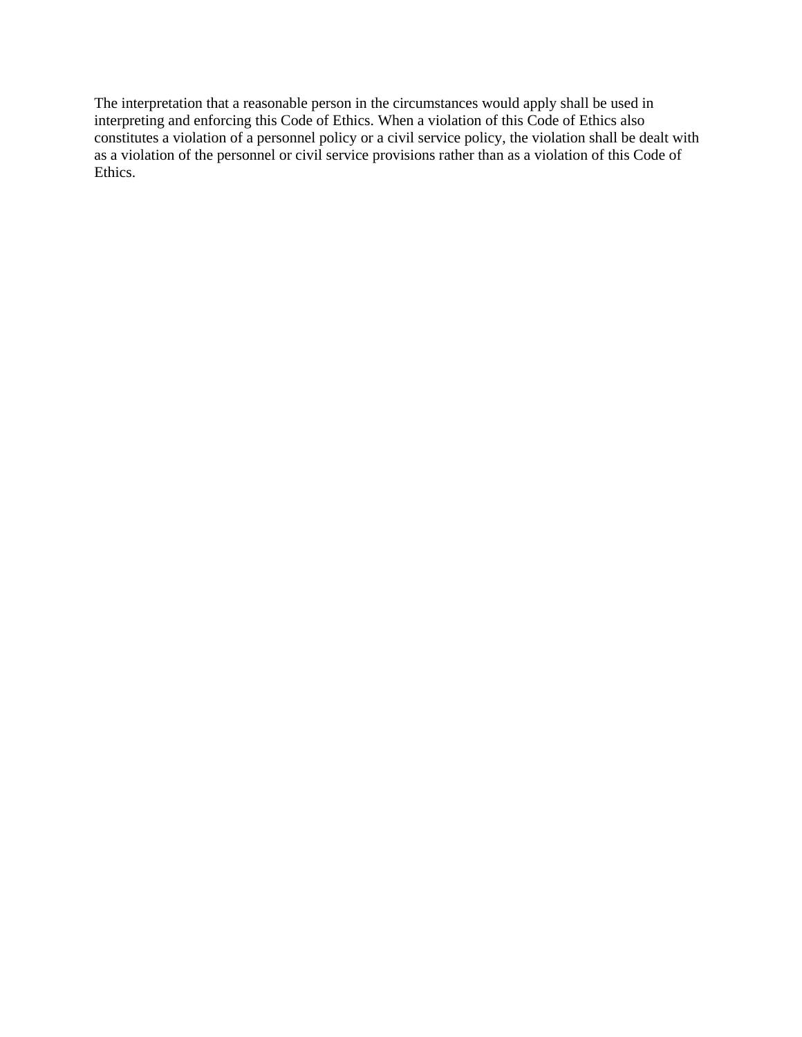The interpretation that a reasonable person in the circumstances would apply shall be used in interpreting and enforcing this Code of Ethics. When a violation of this Code of Ethics also constitutes a violation of a personnel policy or a civil service policy, the violation shall be dealt with as a violation of the personnel or civil service provisions rather than as a violation of this Code of Ethics.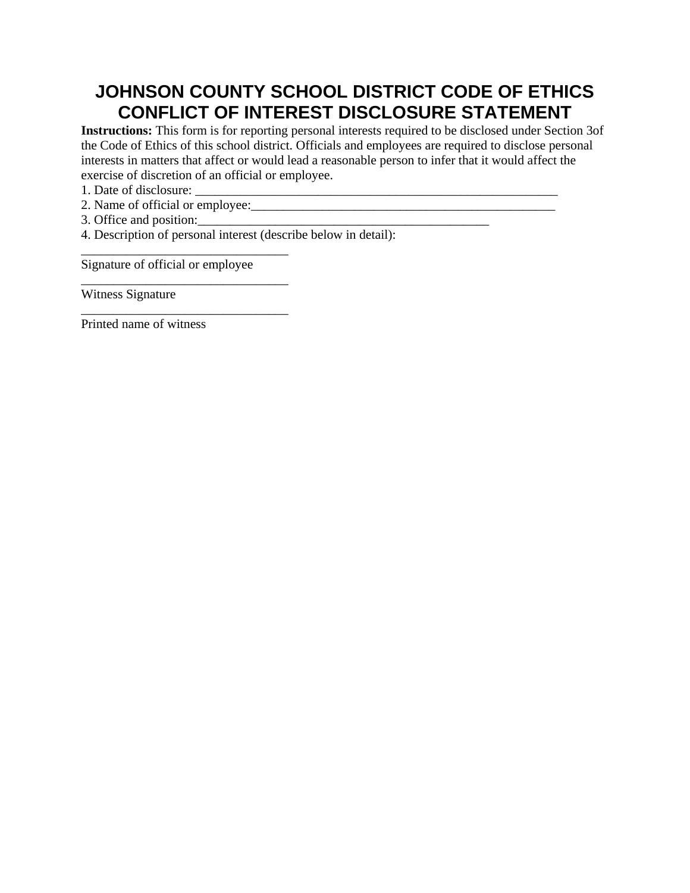# JOHNSON COUNTY SCHOOL DISTRICT CODE OF ETHICS CONFLICT OF INTEREST DISCLOSURE STATEMENT

**Instructions:** This form is for reporting personal interests required to be disclosed under Section 3of the Code of Ethics of this school district. Officials and employees are required to disclose personal interests in matters that affect or would lead a reasonable person to infer that it would affect the exercise of discretion of an official or employee.

1. Date of disclosure: ___________________________________________________________
2. Name of official or employee:___________________________________________________
3. Office and position:_________________________________________________
4. Description of personal interest (describe below in detail):

________________________________
Signature of official or employee

________________________________
Witness Signature

________________________________
Printed name of witness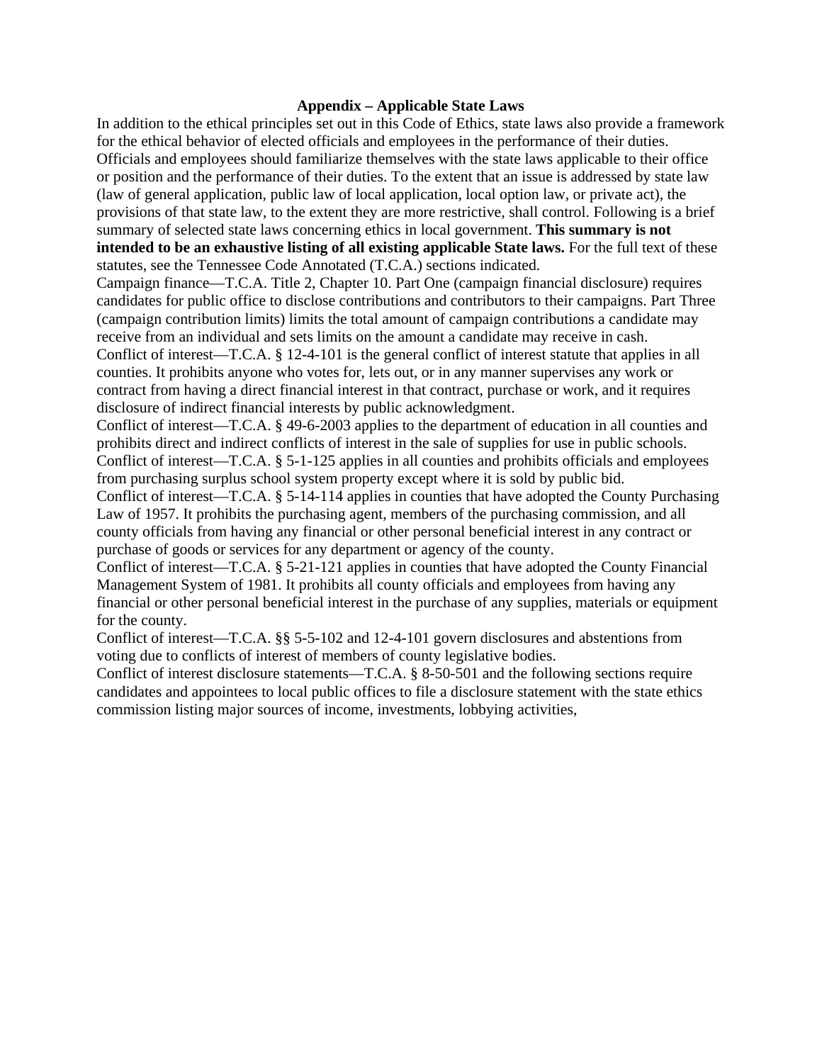## Appendix – Applicable State Laws

In addition to the ethical principles set out in this Code of Ethics, state laws also provide a framework for the ethical behavior of elected officials and employees in the performance of their duties. Officials and employees should familiarize themselves with the state laws applicable to their office or position and the performance of their duties. To the extent that an issue is addressed by state law (law of general application, public law of local application, local option law, or private act), the provisions of that state law, to the extent they are more restrictive, shall control. Following is a brief summary of selected state laws concerning ethics in local government. **This summary is not intended to be an exhaustive listing of all existing applicable State laws.** For the full text of these statutes, see the Tennessee Code Annotated (T.C.A.) sections indicated.

Campaign finance—T.C.A. Title 2, Chapter 10. Part One (campaign financial disclosure) requires candidates for public office to disclose contributions and contributors to their campaigns. Part Three (campaign contribution limits) limits the total amount of campaign contributions a candidate may receive from an individual and sets limits on the amount a candidate may receive in cash.

Conflict of interest—T.C.A. § 12-4-101 is the general conflict of interest statute that applies in all counties. It prohibits anyone who votes for, lets out, or in any manner supervises any work or contract from having a direct financial interest in that contract, purchase or work, and it requires disclosure of indirect financial interests by public acknowledgment.

Conflict of interest—T.C.A. § 49-6-2003 applies to the department of education in all counties and prohibits direct and indirect conflicts of interest in the sale of supplies for use in public schools.

Conflict of interest—T.C.A. § 5-1-125 applies in all counties and prohibits officials and employees from purchasing surplus school system property except where it is sold by public bid.

Conflict of interest—T.C.A. § 5-14-114 applies in counties that have adopted the County Purchasing Law of 1957. It prohibits the purchasing agent, members of the purchasing commission, and all county officials from having any financial or other personal beneficial interest in any contract or purchase of goods or services for any department or agency of the county.

Conflict of interest—T.C.A. § 5-21-121 applies in counties that have adopted the County Financial Management System of 1981. It prohibits all county officials and employees from having any financial or other personal beneficial interest in the purchase of any supplies, materials or equipment for the county.

Conflict of interest—T.C.A. §§ 5-5-102 and 12-4-101 govern disclosures and abstentions from voting due to conflicts of interest of members of county legislative bodies.

Conflict of interest disclosure statements—T.C.A. § 8-50-501 and the following sections require candidates and appointees to local public offices to file a disclosure statement with the state ethics commission listing major sources of income, investments, lobbying activities,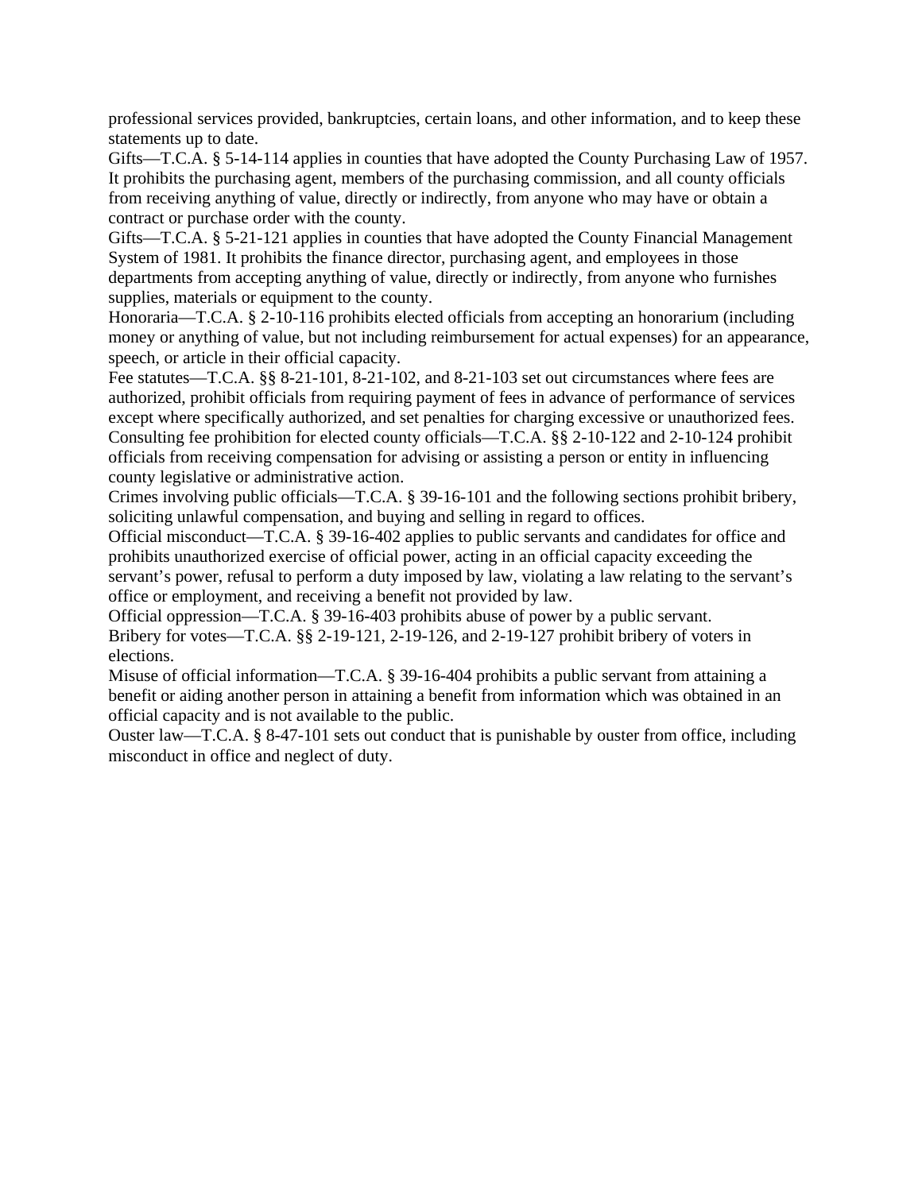professional services provided, bankruptcies, certain loans, and other information, and to keep these statements up to date.

Gifts—T.C.A. § 5-14-114 applies in counties that have adopted the County Purchasing Law of 1957. It prohibits the purchasing agent, members of the purchasing commission, and all county officials from receiving anything of value, directly or indirectly, from anyone who may have or obtain a contract or purchase order with the county.

Gifts—T.C.A. § 5-21-121 applies in counties that have adopted the County Financial Management System of 1981. It prohibits the finance director, purchasing agent, and employees in those departments from accepting anything of value, directly or indirectly, from anyone who furnishes supplies, materials or equipment to the county.

Honoraria—T.C.A. § 2-10-116 prohibits elected officials from accepting an honorarium (including money or anything of value, but not including reimbursement for actual expenses) for an appearance, speech, or article in their official capacity.

Fee statutes—T.C.A. §§ 8-21-101, 8-21-102, and 8-21-103 set out circumstances where fees are authorized, prohibit officials from requiring payment of fees in advance of performance of services except where specifically authorized, and set penalties for charging excessive or unauthorized fees.

Consulting fee prohibition for elected county officials—T.C.A. §§ 2-10-122 and 2-10-124 prohibit officials from receiving compensation for advising or assisting a person or entity in influencing county legislative or administrative action.

Crimes involving public officials—T.C.A. § 39-16-101 and the following sections prohibit bribery, soliciting unlawful compensation, and buying and selling in regard to offices.

Official misconduct—T.C.A. § 39-16-402 applies to public servants and candidates for office and prohibits unauthorized exercise of official power, acting in an official capacity exceeding the servant's power, refusal to perform a duty imposed by law, violating a law relating to the servant's office or employment, and receiving a benefit not provided by law.

Official oppression—T.C.A. § 39-16-403 prohibits abuse of power by a public servant.

Bribery for votes—T.C.A. §§ 2-19-121, 2-19-126, and 2-19-127 prohibit bribery of voters in elections.

Misuse of official information—T.C.A. § 39-16-404 prohibits a public servant from attaining a benefit or aiding another person in attaining a benefit from information which was obtained in an official capacity and is not available to the public.

Ouster law—T.C.A. § 8-47-101 sets out conduct that is punishable by ouster from office, including misconduct in office and neglect of duty.